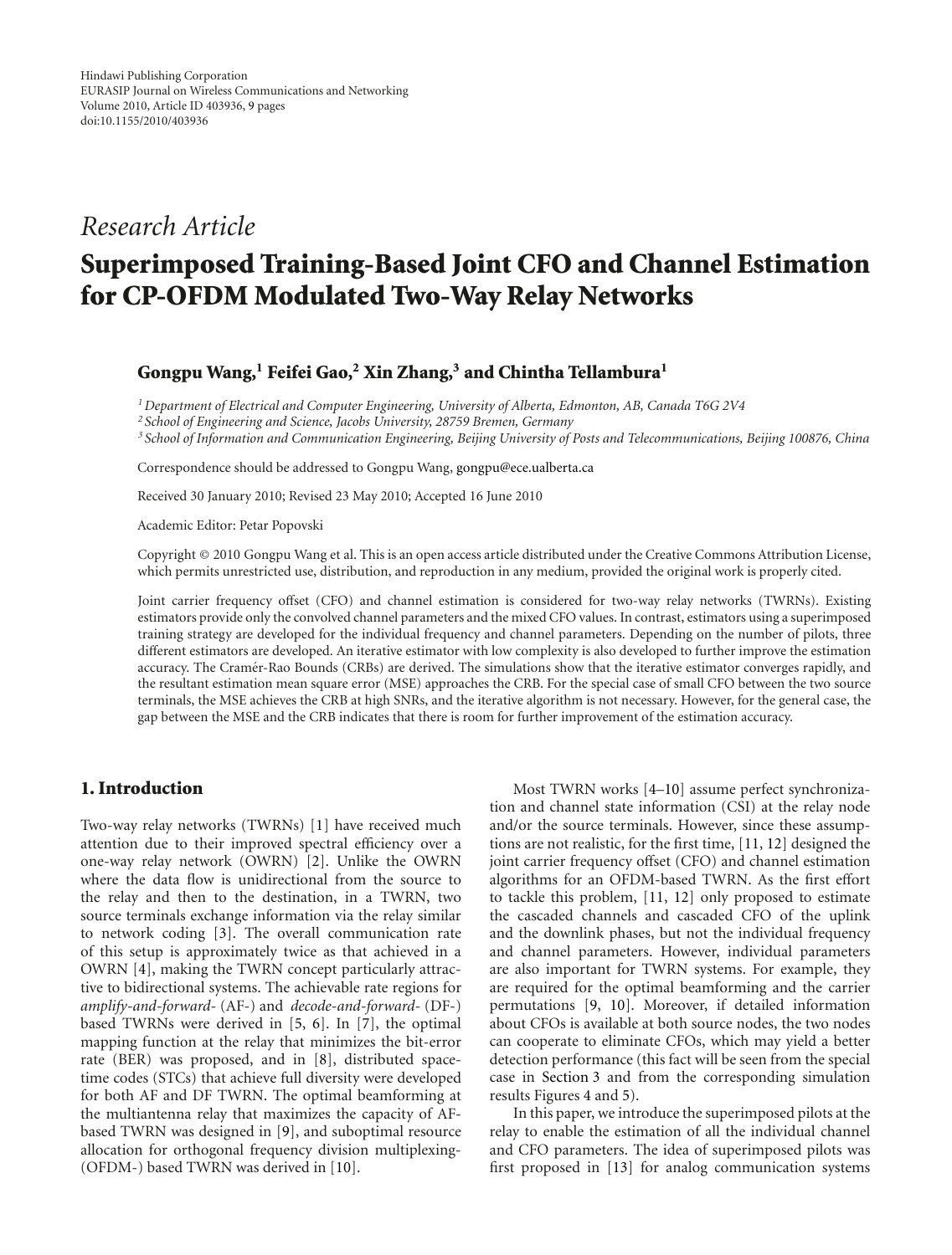Hindawi Publishing Corporation
EURASIP Journal on Wireless Communications and Networking
Volume 2010, Article ID 403936, 9 pages
doi:10.1155/2010/403936

*Research Article*

# Superimposed Training-Based Joint CFO and Channel Estimation for CP-OFDM Modulated Two-Way Relay Networks

**Gongpu Wang,[1] Feifei Gao,[2] Xin Zhang,[3] and Chintha Tellambura[1]**

[1] *Department of Electrical and Computer Engineering, University of Alberta, Edmonton, AB, Canada T6G 2V4*
[2] *School of Engineering and Science, Jacobs University, 28759 Bremen, Germany*
[3] *School of Information and Communication Engineering, Beijing University of Posts and Telecommunications, Beijing 100876, China*

Correspondence should be addressed to Gongpu Wang, gongpu@ece.ualberta.ca

Received 30 January 2010; Revised 23 May 2010; Accepted 16 June 2010

Academic Editor: Petar Popovski

Copyright © 2010 Gongpu Wang et al. This is an open access article distributed under the Creative Commons Attribution License, which permits unrestricted use, distribution, and reproduction in any medium, provided the original work is properly cited.

Joint carrier frequency offset (CFO) and channel estimation is considered for two-way relay networks (TWRNs). Existing estimators provide only the convolved channel parameters and the mixed CFO values. In contrast, estimators using a superimposed training strategy are developed for the individual frequency and channel parameters. Depending on the number of pilots, three different estimators are developed. An iterative estimator with low complexity is also developed to further improve the estimation accuracy. The Cramér-Rao Bounds (CRBs) are derived. The simulations show that the iterative estimator converges rapidly, and the resultant estimation mean square error (MSE) approaches the CRB. For the special case of small CFO between the two source terminals, the MSE achieves the CRB at high SNRs, and the iterative algorithm is not necessary. However, for the general case, the gap between the MSE and the CRB indicates that there is room for further improvement of the estimation accuracy.

## 1. Introduction

Two-way relay networks (TWRNs) [1] have received much attention due to their improved spectral efficiency over a one-way relay network (OWRN) [2]. Unlike the OWRN where the data flow is unidirectional from the source to the relay and then to the destination, in a TWRN, two source terminals exchange information via the relay similar to network coding [3]. The overall communication rate of this setup is approximately twice as that achieved in a OWRN [4], making the TWRN concept particularly attractive to bidirectional systems. The achievable rate regions for *amplify-and-forward-* (AF-) and *decode-and-forward-* (DF-) based TWRNs were derived in [5, 6]. In [7], the optimal mapping function at the relay that minimizes the bit-error rate (BER) was proposed, and in [8], distributed space-time codes (STCs) that achieve full diversity were developed for both AF and DF TWRN. The optimal beamforming at the multiantenna relay that maximizes the capacity of AF-based TWRN was designed in [9], and suboptimal resource allocation for orthogonal frequency division multiplexing- (OFDM-) based TWRN was derived in [10].

Most TWRN works [4–10] assume perfect synchronization and channel state information (CSI) at the relay node and/or the source terminals. However, since these assumptions are not realistic, for the first time, [11, 12] designed the joint carrier frequency offset (CFO) and channel estimation algorithms for an OFDM-based TWRN. As the first effort to tackle this problem, [11, 12] only proposed to estimate the cascaded channels and cascaded CFO of the uplink and the downlink phases, but not the individual frequency and channel parameters. However, individual parameters are also important for TWRN systems. For example, they are required for the optimal beamforming and the carrier permutations [9, 10]. Moreover, if detailed information about CFOs is available at both source nodes, the two nodes can cooperate to eliminate CFOs, which may yield a better detection performance (this fact will be seen from the special case in Section 3 and from the corresponding simulation results Figures 4 and 5).

In this paper, we introduce the superimposed pilots at the relay to enable the estimation of all the individual channel and CFO parameters. The idea of superimposed pilots was first proposed in [13] for analog communication systems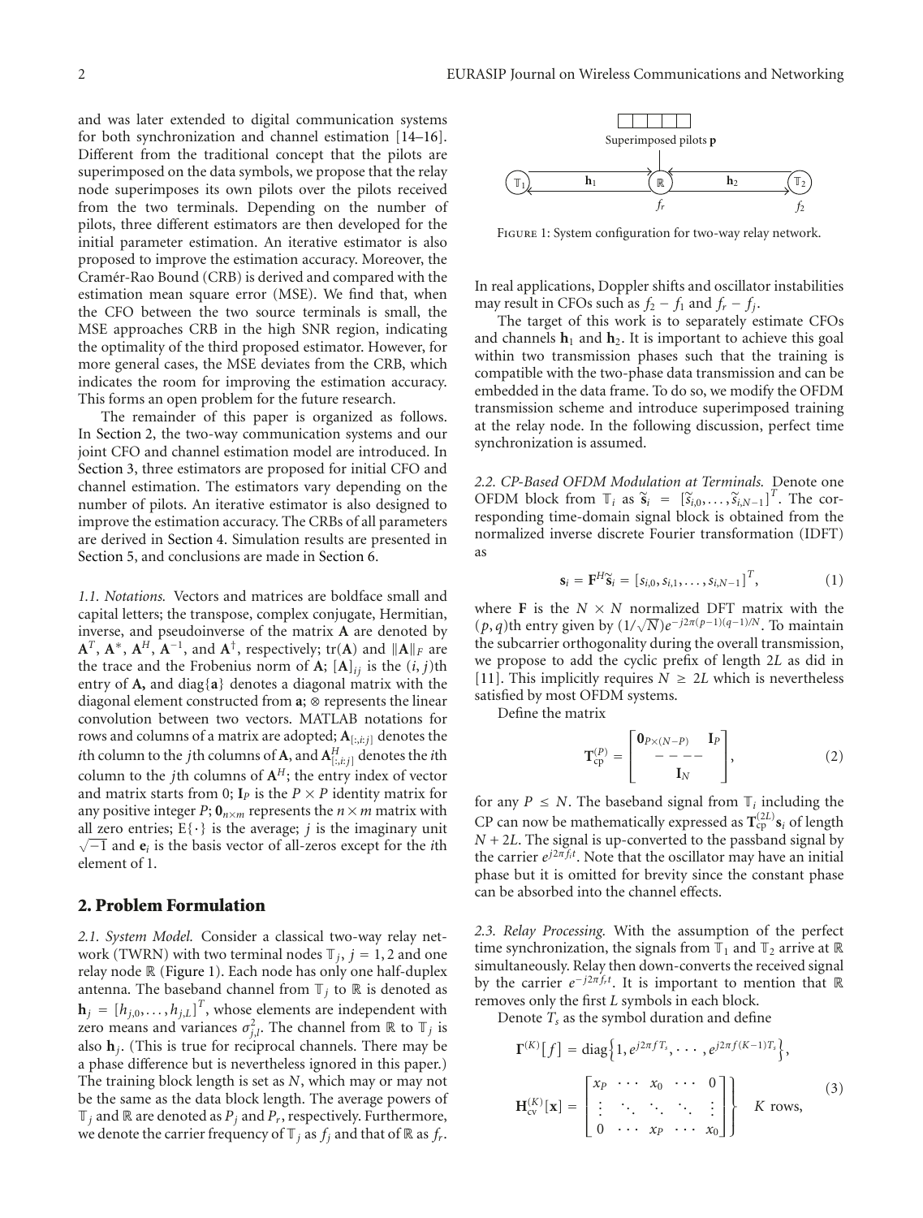and was later extended to digital communication systems for both synchronization and channel estimation [14–16]. Different from the traditional concept that the pilots are superimposed on the data symbols, we propose that the relay node superimposes its own pilots over the pilots received from the two terminals. Depending on the number of pilots, three different estimators are then developed for the initial parameter estimation. An iterative estimator is also proposed to improve the estimation accuracy. Moreover, the Cramér-Rao Bound (CRB) is derived and compared with the estimation mean square error (MSE). We find that, when the CFO between the two source terminals is small, the MSE approaches CRB in the high SNR region, indicating the optimality of the third proposed estimator. However, for more general cases, the MSE deviates from the CRB, which indicates the room for improving the estimation accuracy. This forms an open problem for the future research.

The remainder of this paper is organized as follows. In Section 2, the two-way communication systems and our joint CFO and channel estimation model are introduced. In Section 3, three estimators are proposed for initial CFO and channel estimation. The estimators vary depending on the number of pilots. An iterative estimator is also designed to improve the estimation accuracy. The CRBs of all parameters are derived in Section 4. Simulation results are presented in Section 5, and conclusions are made in Section 6.

*1.1. Notations.* Vectors and matrices are boldface small and capital letters; the transpose, complex conjugate, Hermitian, inverse, and pseudoinverse of the matrix $\mathbf{A}$ are denoted by $\mathbf{A}^T$, $\mathbf{A}^*$, $\mathbf{A}^H$, $\mathbf{A}^{-1}$, and $\mathbf{A}^{\dagger}$, respectively; $\text{tr}(\mathbf{A})$ and $\|\mathbf{A}\|_F$ are the trace and the Frobenius norm of $\mathbf{A}$; $[\mathbf{A}]_{ij}$ is the $(i, j)$th entry of $\mathbf{A}$, and $\text{diag}\{\mathbf{a}\}$ denotes a diagonal matrix with the diagonal element constructed from $\mathbf{a}$; $\otimes$ represents the linear convolution between two vectors. MATLAB notations for rows and columns of a matrix are adopted; $\mathbf{A}_{[:,i:j]}$ denotes the $i$th column to the $j$th columns of $\mathbf{A}$, and $\mathbf{A}^H_{[:,i:j]}$ denotes the $i$th column to the $j$th columns of $\mathbf{A}^H$; the entry index of vector and matrix starts from 0; $\mathbf{I}_P$ is the $P \times P$ identity matrix for any positive integer $P$; $\mathbf{0}_{n\times m}$ represents the $n \times m$ matrix with all zero entries; $\text{E}\{\cdot\}$ is the average; $j$ is the imaginary unit $\sqrt{-1}$ and $\mathbf{e}_i$ is the basis vector of all-zeros except for the $i$th element of 1.

## 2. Problem Formulation

*2.1. System Model.* Consider a classical two-way relay network (TWRN) with two terminal nodes $\mathbb{T}_j$, $j = 1, 2$ and one relay node $\mathbb{R}$ (Figure 1). Each node has only one half-duplex antenna. The baseband channel from $\mathbb{T}_j$ to $\mathbb{R}$ is denoted as $\mathbf{h}_j = [h_{j,0}, \ldots, h_{j,L}]^T$, whose elements are independent with zero means and variances $\sigma^2_{j,l}$. The channel from $\mathbb{R}$ to $\mathbb{T}_j$ is also $\mathbf{h}_j$. (This is true for reciprocal channels. There may be a phase difference but is nevertheless ignored in this paper.) The training block length is set as $N$, which may or may not be the same as the data block length. The average powers of $\mathbb{T}_j$ and $\mathbb{R}$ are denoted as $P_j$ and $P_r$, respectively. Furthermore, we denote the carrier frequency of $\mathbb{T}_j$ as $f_j$ and that of $\mathbb{R}$ as $f_r$.

Figure 1: System configuration for two-way relay network.

In real applications, Doppler shifts and oscillator instabilities may result in CFOs such as $f_2 - f_1$ and $f_r - f_j$.

The target of this work is to separately estimate CFOs and channels $\mathbf{h}_1$ and $\mathbf{h}_2$. It is important to achieve this goal within two transmission phases such that the training is compatible with the two-phase data transmission and can be embedded in the data frame. To do so, we modify the OFDM transmission scheme and introduce superimposed training at the relay node. In the following discussion, perfect time synchronization is assumed.

*2.2. CP-Based OFDM Modulation at Terminals.* Denote one OFDM block from $\mathbb{T}_i$ as $\widetilde{\mathbf{s}}_i = [\widetilde{s}_{i,0}, \ldots, \widetilde{s}_{i,N-1}]^T$. The corresponding time-domain signal block is obtained from the normalized inverse discrete Fourier transformation (IDFT) as

$$\mathbf{s}_i = \mathbf{F}^H \widetilde{\mathbf{s}}_i = [s_{i,0}, s_{i,1}, \ldots, s_{i,N-1}]^T, \tag{1}$$

where $\mathbf{F}$ is the $N \times N$ normalized DFT matrix with the $(p, q)$th entry given by $(1/\sqrt{N})e^{-j2\pi(p-1)(q-1)/N}$. To maintain the subcarrier orthogonality during the overall transmission, we propose to add the cyclic prefix of length $2L$ as did in [11]. This implicitly requires $N \geq 2L$ which is nevertheless satisfied by most OFDM systems.

Define the matrix

$$\mathbf{T}^{(P)}_{\text{cp}} = \begin{bmatrix} \mathbf{0}_{P\times(N-P)} \quad \mathbf{I}_P \\ - - - - \\ \mathbf{I}_N \end{bmatrix}, \tag{2}$$

for any $P \leq N$. The baseband signal from $\mathbb{T}_i$ including the CP can now be mathematically expressed as $\mathbf{T}^{(2L)}_{\text{cp}} \mathbf{s}_i$ of length $N + 2L$. The signal is up-converted to the passband signal by the carrier $e^{j2\pi f_i t}$. Note that the oscillator may have an initial phase but it is omitted for brevity since the constant phase can be absorbed into the channel effects.

*2.3. Relay Processing.* With the assumption of the perfect time synchronization, the signals from $\mathbb{T}_1$ and $\mathbb{T}_2$ arrive at $\mathbb{R}$ simultaneously. Relay then down-converts the received signal by the carrier $e^{-j2\pi f_r t}$. It is important to mention that $\mathbb{R}$ removes only the first $L$ symbols in each block.

Denote $T_s$ as the symbol duration and define

$$\mathbf{\Gamma}^{(K)}[f] = \text{diag}\left\{1, e^{j2\pi f T_s}, \cdots, e^{j2\pi f(K-1)T_s}\right\},$$

$$\mathbf{H}^{(K)}_{\text{cv}}[\mathbf{x}] = \left.\begin{bmatrix} x_P & \cdots & x_0 & \cdots & 0 \\ \vdots & \ddots & \ddots & \ddots & \vdots \\ 0 & \cdots & x_P & \cdots & x_0 \end{bmatrix}\right\} \quad K \text{ rows}, \tag{3}$$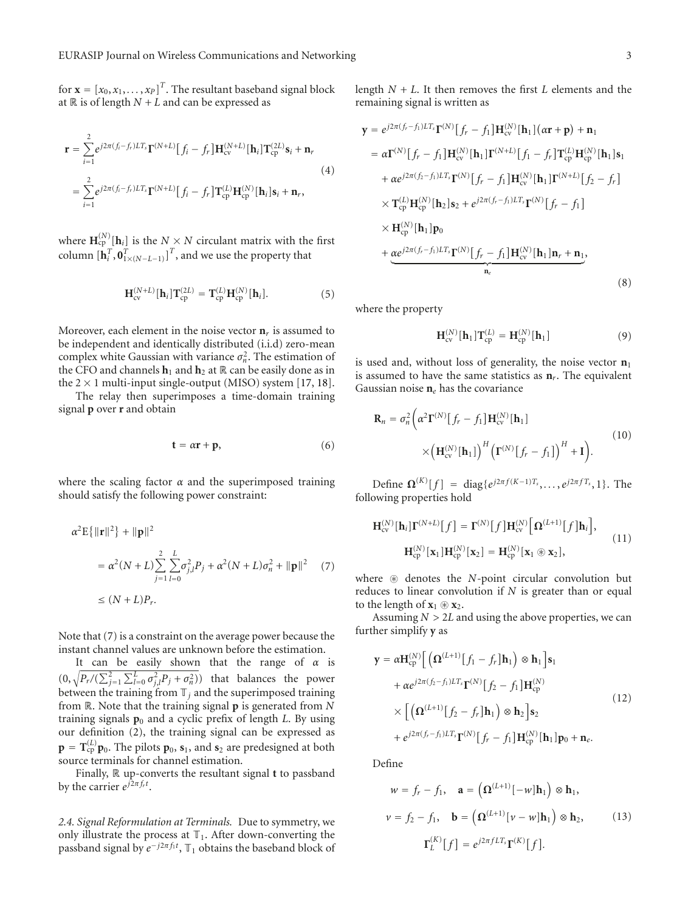for $\mathbf{x} = [x_0, x_1, \ldots, x_P]^T$. The resultant baseband signal block at $\mathbb{R}$ is of length $N + L$ and can be expressed as

$$\begin{aligned}
\mathbf{r} &= \sum_{i=1}^{2} e^{j2\pi(f_i - f_r)LT_s} \mathbf{\Gamma}^{(N+L)}[f_i - f_r] \mathbf{H}_{\text{cv}}^{(N+L)}[\mathbf{h}_i] \mathbf{T}_{\text{cp}}^{(2L)} \mathbf{s}_i + \mathbf{n}_r \\
&= \sum_{i=1}^{2} e^{j2\pi(f_i - f_r)LT_s} \mathbf{\Gamma}^{(N+L)}[f_i - f_r] \mathbf{T}_{\text{cp}}^{(L)} \mathbf{H}_{\text{cp}}^{(N)}[\mathbf{h}_i] \mathbf{s}_i + \mathbf{n}_r,
\end{aligned} \tag{4}$$

where $\mathbf{H}_{\text{cp}}^{(N)}[\mathbf{h}_i]$ is the $N \times N$ circulant matrix with the first column $[\mathbf{h}_i^T, \mathbf{0}_{1\times(N-L-1)}^T]^T$, and we use the property that

$$\mathbf{H}_{\text{cv}}^{(N+L)}[\mathbf{h}_i] \mathbf{T}_{\text{cp}}^{(2L)} = \mathbf{T}_{\text{cp}}^{(L)} \mathbf{H}_{\text{cp}}^{(N)}[\mathbf{h}_i]. \tag{5}$$

Moreover, each element in the noise vector $\mathbf{n}_r$ is assumed to be independent and identically distributed (i.i.d) zero-mean complex white Gaussian with variance $\sigma_n^2$. The estimation of the CFO and channels $\mathbf{h}_1$ and $\mathbf{h}_2$ at $\mathbb{R}$ can be easily done as in the $2 \times 1$ multi-input single-output (MISO) system [17, 18].

The relay then superimposes a time-domain training signal $\mathbf{p}$ over $\mathbf{r}$ and obtain

$$\mathbf{t} = \alpha \mathbf{r} + \mathbf{p}, \tag{6}$$

where the scaling factor $\alpha$ and the superimposed training should satisfy the following power constraint:

$$\begin{aligned}
\alpha^2 \mathrm{E}\{\|\mathbf{r}\|^2\} + \|\mathbf{p}\|^2 &= \alpha^2 (N + L) \sum_{j=1}^{2} \sum_{l=0}^{L} \sigma_{j,l}^2 P_j + \alpha^2 (N + L) \sigma_n^2 + \|\mathbf{p}\|^2 \\
&\leq (N + L) P_r.
\end{aligned} \tag{7}$$

Note that (7) is a constraint on the average power because the instant channel values are unknown before the estimation.

It can be easily shown that the range of $\alpha$ is $(0, \sqrt{P_r / (\sum_{j=1}^{2} \sum_{l=0}^{L} \sigma_{j,l}^2 P_j + \sigma_n^2)})$ that balances the power between the training from $\mathbb{T}_j$ and the superimposed training from $\mathbb{R}$. Note that the training signal $\mathbf{p}$ is generated from $N$ training signals $\mathbf{p}_0$ and a cyclic prefix of length $L$. By using our definition (2), the training signal can be expressed as $\mathbf{p} = \mathbf{T}_{\text{cp}}^{(L)} \mathbf{p}_0$. The pilots $\mathbf{p}_0$, $\mathbf{s}_1$, and $\mathbf{s}_2$ are predesigned at both source terminals for channel estimation.

Finally, $\mathbb{R}$ up-converts the resultant signal $\mathbf{t}$ to passband by the carrier $e^{j2\pi f_r t}$.

### 2.4. Signal Reformulation at Terminals

Due to symmetry, we only illustrate the process at $\mathbb{T}_1$. After down-converting the passband signal by $e^{-j2\pi f_1 t}$, $\mathbb{T}_1$ obtains the baseband block of length $N + L$. It then removes the first $L$ elements and the remaining signal is written as

$$\begin{aligned}
\mathbf{y} &= e^{j2\pi(f_r - f_1)LT_s} \mathbf{\Gamma}^{(N)}[f_r - f_1] \mathbf{H}_{\text{cv}}^{(N)}[\mathbf{h}_1] (\alpha \mathbf{r} + \mathbf{p}) + \mathbf{n}_1 \\
&= \alpha \mathbf{\Gamma}^{(N)}[f_r - f_1] \mathbf{H}_{\text{cv}}^{(N)}[\mathbf{h}_1] \mathbf{\Gamma}^{(N+L)}[f_1 - f_r] \mathbf{T}_{\text{cp}}^{(L)} \mathbf{H}_{\text{cp}}^{(N)}[\mathbf{h}_1] \mathbf{s}_1 \\
&\quad + \alpha e^{j2\pi(f_2 - f_1)LT_s} \mathbf{\Gamma}^{(N)}[f_r - f_1] \mathbf{H}_{\text{cv}}^{(N)}[\mathbf{h}_1] \mathbf{\Gamma}^{(N+L)}[f_2 - f_r] \\
&\quad \times \mathbf{T}_{\text{cp}}^{(L)} \mathbf{H}_{\text{cp}}^{(N)}[\mathbf{h}_2] \mathbf{s}_2 + e^{j2\pi(f_r - f_1)LT_s} \mathbf{\Gamma}^{(N)}[f_r - f_1] \\
&\quad \times \mathbf{H}_{\text{cp}}^{(N)}[\mathbf{h}_1] \mathbf{p}_0 \\
&\quad + \underbrace{\alpha e^{j2\pi(f_r - f_1)LT_s} \mathbf{\Gamma}^{(N)}[f_r - f_1] \mathbf{H}_{\text{cv}}^{(N)}[\mathbf{h}_1] \mathbf{n}_r + \mathbf{n}_1}_{\mathbf{n}_e},
\end{aligned} \tag{8}$$

where the property

$$\mathbf{H}_{\text{cv}}^{(N)}[\mathbf{h}_1] \mathbf{T}_{\text{cp}}^{(L)} = \mathbf{H}_{\text{cp}}^{(N)}[\mathbf{h}_1] \tag{9}$$

is used and, without loss of generality, the noise vector $\mathbf{n}_1$ is assumed to have the same statistics as $\mathbf{n}_r$. The equivalent Gaussian noise $\mathbf{n}_e$ has the covariance

$$\begin{aligned}
\mathbf{R}_n = \sigma_n^2 \Big( &\alpha^2 \mathbf{\Gamma}^{(N)}[f_r - f_1] \mathbf{H}_{\text{cv}}^{(N)}[\mathbf{h}_1] \\
&\times \left(\mathbf{H}_{\text{cv}}^{(N)}[\mathbf{h}_1]\right)^H \left(\mathbf{\Gamma}^{(N)}[f_r - f_1]\right)^H + \mathbf{I} \Big).
\end{aligned} \tag{10}$$

Define $\mathbf{\Omega}^{(K)}[f] = \operatorname{diag}\{e^{j2\pi f(K-1)T_s}, \ldots, e^{j2\pi f T_s}, 1\}$. The following properties hold

$$\begin{aligned}
\mathbf{H}_{\text{cv}}^{(N)}[\mathbf{h}_i] \mathbf{\Gamma}^{(N+L)}[f] &= \mathbf{\Gamma}^{(N)}[f] \mathbf{H}_{\text{cv}}^{(N)}\Big[\mathbf{\Omega}^{(L+1)}[f] \mathbf{h}_i\Big], \\
\mathbf{H}_{\text{cp}}^{(N)}[\mathbf{x}_1] \mathbf{H}_{\text{cp}}^{(N)}[\mathbf{x}_2] &= \mathbf{H}_{\text{cp}}^{(N)}[\mathbf{x}_1 \circledast \mathbf{x}_2],
\end{aligned} \tag{11}$$

where $\circledast$ denotes the $N$-point circular convolution but reduces to linear convolution if $N$ is greater than or equal to the length of $\mathbf{x}_1 \circledast \mathbf{x}_2$.

Assuming $N > 2L$ and using the above properties, we can further simplify $\mathbf{y}$ as

$$\begin{aligned}
\mathbf{y} &= \alpha \mathbf{H}_{\text{cp}}^{(N)} \Big[ \left( \mathbf{\Omega}^{(L+1)}[f_1 - f_r] \mathbf{h}_1 \right) \otimes \mathbf{h}_1 \Big] \mathbf{s}_1 \\
&\quad + \alpha e^{j2\pi(f_2 - f_1)LT_s} \mathbf{\Gamma}^{(N)}[f_2 - f_1] \mathbf{H}_{\text{cp}}^{(N)} \\
&\quad \times \Big[ \left( \mathbf{\Omega}^{(L+1)}[f_2 - f_r] \mathbf{h}_1 \right) \otimes \mathbf{h}_2 \Big] \mathbf{s}_2 \\
&\quad + e^{j2\pi(f_r - f_1)LT_s} \mathbf{\Gamma}^{(N)}[f_r - f_1] \mathbf{H}_{\text{cp}}^{(N)}[\mathbf{h}_1] \mathbf{p}_0 + \mathbf{n}_e.
\end{aligned} \tag{12}$$

Define

$$\begin{aligned}
w &= f_r - f_1, \quad \mathbf{a} = \left( \mathbf{\Omega}^{(L+1)}[-w] \mathbf{h}_1 \right) \otimes \mathbf{h}_1, \\
v &= f_2 - f_1, \quad \mathbf{b} = \left( \mathbf{\Omega}^{(L+1)}[v - w] \mathbf{h}_1 \right) \otimes \mathbf{h}_2, \\
\mathbf{\Gamma}_L^{(K)}[f] &= e^{j2\pi f LT_s} \mathbf{\Gamma}^{(K)}[f].
\end{aligned} \tag{13}$$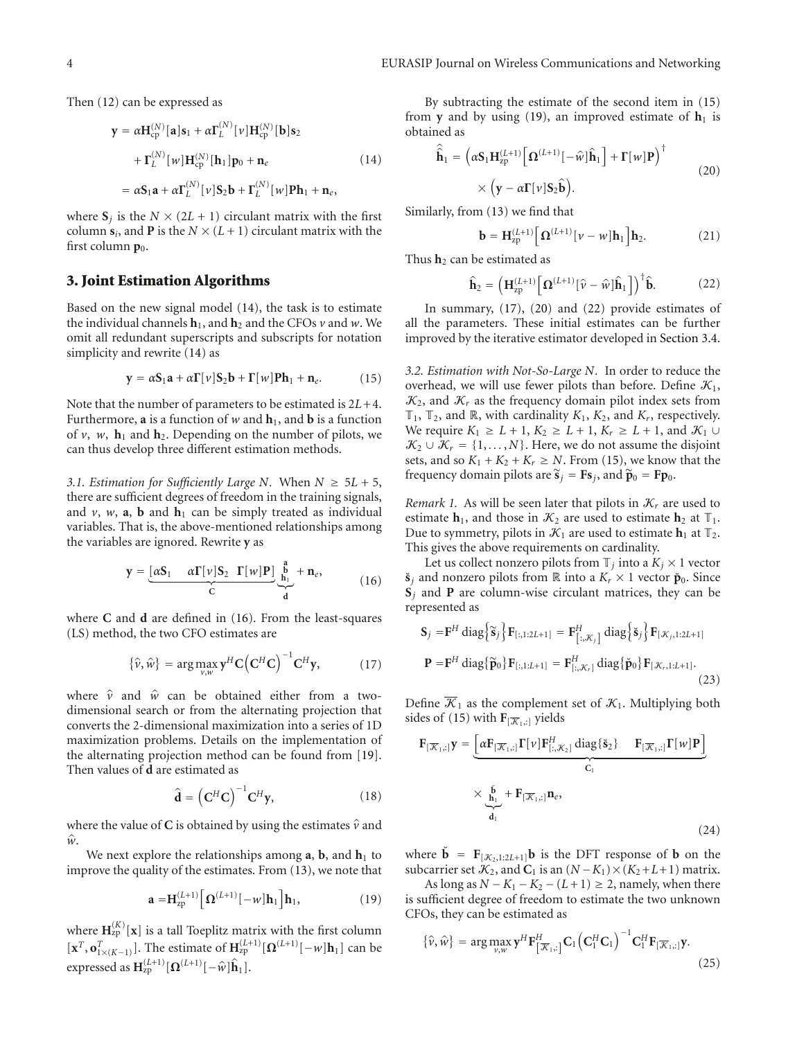Then (12) can be expressed as

$$\begin{aligned}\mathbf{y} &= \alpha \mathbf{H}_{\mathrm{cp}}^{(N)}[\mathbf{a}]\mathbf{s}_1 + \alpha \mathbf{\Gamma}_L^{(N)}[\nu]\mathbf{H}_{\mathrm{cp}}^{(N)}[\mathbf{b}]\mathbf{s}_2 \\ &\quad + \mathbf{\Gamma}_L^{(N)}[w]\mathbf{H}_{\mathrm{cp}}^{(N)}[\mathbf{h}_1]\mathbf{p}_0 + \mathbf{n}_e \\ &= \alpha \mathbf{S}_1\mathbf{a} + \alpha \mathbf{\Gamma}_L^{(N)}[\nu]\mathbf{S}_2\mathbf{b} + \mathbf{\Gamma}_L^{(N)}[w]\mathbf{P}\mathbf{h}_1 + \mathbf{n}_e,\end{aligned} \tag{14}$$

where $\mathbf{S}_j$ is the $N \times (2L+1)$ circulant matrix with the first column $\mathbf{s}_i$, and $\mathbf{P}$ is the $N \times (L+1)$ circulant matrix with the first column $\mathbf{p}_0$.

## 3. Joint Estimation Algorithms

Based on the new signal model (14), the task is to estimate the individual channels $\mathbf{h}_1$, and $\mathbf{h}_2$ and the CFOs $\nu$ and $w$. We omit all redundant superscripts and subscripts for notation simplicity and rewrite (14) as

$$\mathbf{y} = \alpha \mathbf{S}_1\mathbf{a} + \alpha \mathbf{\Gamma}[\nu]\mathbf{S}_2\mathbf{b} + \mathbf{\Gamma}[w]\mathbf{P}\mathbf{h}_1 + \mathbf{n}_e. \tag{15}$$

Note that the number of parameters to be estimated is $2L+4$. Furthermore, $\mathbf{a}$ is a function of $w$ and $\mathbf{h}_1$, and $\mathbf{b}$ is a function of $\nu$, $w$, $\mathbf{h}_1$ and $\mathbf{h}_2$. Depending on the number of pilots, we can thus develop three different estimation methods.

*3.1. Estimation for Sufficiently Large N.* When $N \geq 5L+5$, there are sufficient degrees of freedom in the training signals, and $\nu$, $w$, $\mathbf{a}$, $\mathbf{b}$ and $\mathbf{h}_1$ can be simply treated as individual variables. That is, the above-mentioned relationships among the variables are ignored. Rewrite $\mathbf{y}$ as

$$\mathbf{y} = \underbrace{\left[\alpha \mathbf{S}_1 \quad \alpha \mathbf{\Gamma}[\nu]\mathbf{S}_2 \quad \mathbf{\Gamma}[w]\mathbf{P}\right]}_{\mathbf{C}} \underbrace{\begin{bmatrix}\mathbf{a}\\ \mathbf{b}\\ \mathbf{h}_1\end{bmatrix}}_{\mathbf{d}} + \mathbf{n}_e, \tag{16}$$

where $\mathbf{C}$ and $\mathbf{d}$ are defined in (16). From the least-squares (LS) method, the two CFO estimates are

$$\{\hat{\nu}, \hat{w}\} = \arg\max_{\nu, w} \mathbf{y}^H \mathbf{C}\left(\mathbf{C}^H\mathbf{C}\right)^{-1}\mathbf{C}^H\mathbf{y}, \tag{17}$$

where $\hat{\nu}$ and $\hat{w}$ can be obtained either from a two-dimensional search or from the alternating projection that converts the 2-dimensional maximization into a series of 1D maximization problems. Details on the implementation of the alternating projection method can be found from [19]. Then values of $\mathbf{d}$ are estimated as

$$\hat{\mathbf{d}} = \left(\mathbf{C}^H\mathbf{C}\right)^{-1}\mathbf{C}^H\mathbf{y}, \tag{18}$$

where the value of $\mathbf{C}$ is obtained by using the estimates $\hat{\nu}$ and $\hat{w}$.

We next explore the relationships among $\mathbf{a}$, $\mathbf{b}$, and $\mathbf{h}_1$ to improve the quality of the estimates. From (13), we note that

$$\mathbf{a} = \mathbf{H}_{\mathrm{zp}}^{(L+1)}\left[\mathbf{\Omega}^{(L+1)}[-w]\mathbf{h}_1\right]\mathbf{h}_1, \tag{19}$$

where $\mathbf{H}_{\mathrm{zp}}^{(K)}[\mathbf{x}]$ is a tall Toeplitz matrix with the first column $[\mathbf{x}^T, \mathbf{o}_{1\times(K-1)}^T]$. The estimate of $\mathbf{H}_{\mathrm{zp}}^{(L+1)}[\mathbf{\Omega}^{(L+1)}[-w]\mathbf{h}_1]$ can be expressed as $\mathbf{H}_{\mathrm{zp}}^{(L+1)}[\mathbf{\Omega}^{(L+1)}[-\hat{w}]\hat{\mathbf{h}}_1]$.

By subtracting the estimate of the second item in (15) from $\mathbf{y}$ and by using (19), an improved estimate of $\mathbf{h}_1$ is obtained as

$$\begin{aligned}\hat{\hat{\mathbf{h}}}_1 &= \left(\alpha \mathbf{S}_1 \mathbf{H}_{\mathrm{zp}}^{(L+1)}\left[\mathbf{\Omega}^{(L+1)}[-\hat{w}]\hat{\mathbf{h}}_1\right] + \mathbf{\Gamma}[w]\mathbf{P}\right)^{\dagger} \\ &\quad \times \left(\mathbf{y} - \alpha \mathbf{\Gamma}[\nu]\mathbf{S}_2\hat{\mathbf{b}}\right).\end{aligned} \tag{20}$$

Similarly, from (13) we find that

$$\mathbf{b} = \mathbf{H}_{\mathrm{zp}}^{(L+1)}\left[\mathbf{\Omega}^{(L+1)}[\nu - w]\mathbf{h}_1\right]\mathbf{h}_2. \tag{21}$$

Thus $\mathbf{h}_2$ can be estimated as

$$\hat{\mathbf{h}}_2 = \left(\mathbf{H}_{\mathrm{zp}}^{(L+1)}\left[\mathbf{\Omega}^{(L+1)}[\hat{\nu} - \hat{w}]\hat{\mathbf{h}}_1\right]\right)^{\dagger}\hat{\mathbf{b}}. \tag{22}$$

In summary, (17), (20) and (22) provide estimates of all the parameters. These initial estimates can be further improved by the iterative estimator developed in Section 3.4.

*3.2. Estimation with Not-So-Large N.* In order to reduce the overhead, we will use fewer pilots than before. Define $\mathcal{K}_1$, $\mathcal{K}_2$, and $\mathcal{K}_r$ as the frequency domain pilot index sets from $\mathbb{T}_1$, $\mathbb{T}_2$, and $\mathbb{R}$, with cardinality $K_1$, $K_2$, and $K_r$, respectively. We require $K_1 \geq L+1$, $K_2 \geq L+1$, $K_r \geq L+1$, and $\mathcal{K}_1 \cup \mathcal{K}_2 \cup \mathcal{K}_r = \{1, \ldots, N\}$. Here, we do not assume the disjoint sets, and so $K_1 + K_2 + K_r \geq N$. From (15), we know that the frequency domain pilots are $\tilde{\mathbf{s}}_j = \mathbf{F}\mathbf{s}_j$, and $\tilde{\mathbf{p}}_0 = \mathbf{F}\mathbf{p}_0$.

*Remark 1.* As will be seen later that pilots in $\mathcal{K}_r$ are used to estimate $\mathbf{h}_1$, and those in $\mathcal{K}_2$ are used to estimate $\mathbf{h}_2$ at $\mathbb{T}_1$. Due to symmetry, pilots in $\mathcal{K}_1$ are used to estimate $\mathbf{h}_1$ at $\mathbb{T}_2$. This gives the above requirements on cardinality.

Let us collect nonzero pilots from $\mathbb{T}_j$ into a $K_j \times 1$ vector $\check{\mathbf{s}}_j$ and nonzero pilots from $\mathbb{R}$ into a $K_r \times 1$ vector $\check{\mathbf{p}}_0$. Since $\mathbf{S}_j$ and $\mathbf{P}$ are column-wise circulant matrices, they can be represented as

$$\begin{aligned}\mathbf{S}_j &= \mathbf{F}^H \operatorname{diag}\left\{\tilde{\mathbf{s}}_j\right\}\mathbf{F}_{[:,1:2L+1]} = \mathbf{F}^H_{[:,\mathcal{K}_j]} \operatorname{diag}\left\{\check{\mathbf{s}}_j\right\}\mathbf{F}_{[\mathcal{K}_j,1:2L+1]} \\ \mathbf{P} &= \mathbf{F}^H \operatorname{diag}\{\tilde{\mathbf{p}}_0\}\mathbf{F}_{[:,1:L+1]} = \mathbf{F}^H_{[:,\mathcal{K}_r]} \operatorname{diag}\{\check{\mathbf{p}}_0\}\mathbf{F}_{[\mathcal{K}_r,1:L+1]}.\end{aligned} \tag{23}$$

Define $\overline{\mathcal{K}}_1$ as the complement set of $\mathcal{K}_1$. Multiplying both sides of (15) with $\mathbf{F}_{[\overline{\mathcal{K}}_1,:]}$ yields

$$\mathbf{F}_{[\overline{\mathcal{K}}_1,:]}\mathbf{y} = \underbrace{\left[\alpha \mathbf{F}_{[\overline{\mathcal{K}}_1,:]}\mathbf{\Gamma}[\nu]\mathbf{F}^H_{[:,\mathcal{K}_2]}\operatorname{diag}\{\check{\mathbf{s}}_2\} \quad \mathbf{F}_{[\overline{\mathcal{K}}_1,:]}\mathbf{\Gamma}[w]\mathbf{P}\right]}_{\mathbf{C}_1} \times \underbrace{\begin{bmatrix}\check{\mathbf{b}}\\ \mathbf{h}_1\end{bmatrix}}_{\mathbf{d}_1} + \mathbf{F}_{[\overline{\mathcal{K}}_1,:]}\mathbf{n}_e, \tag{24}$$

where $\check{\mathbf{b}} = \mathbf{F}_{[\mathcal{K}_2,1:2L+1]}\mathbf{b}$ is the DFT response of $\mathbf{b}$ on the subcarrier set $\mathcal{K}_2$, and $\mathbf{C}_1$ is an $(N-K_1)\times(K_2+L+1)$ matrix.

As long as $N - K_1 - K_2 - (L+1) \geq 2$, namely, when there is sufficient degree of freedom to estimate the two unknown CFOs, they can be estimated as

$$\{\hat{\nu}, \hat{w}\} = \arg\max_{\nu, w} \mathbf{y}^H \mathbf{F}^H_{[\overline{\mathcal{K}}_1,:]}\mathbf{C}_1\left(\mathbf{C}_1^H\mathbf{C}_1\right)^{-1}\mathbf{C}_1^H\mathbf{F}_{[\overline{\mathcal{K}}_1,:]}\mathbf{y}. \tag{25}$$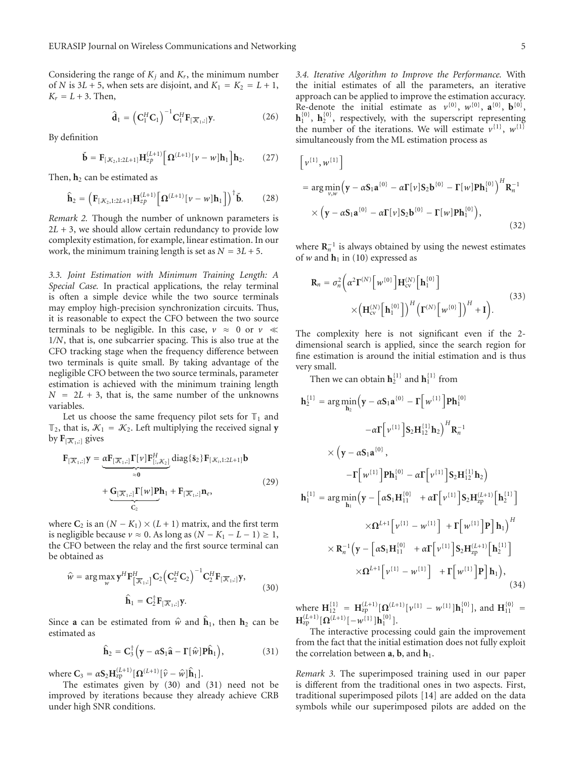Considering the range of $K_j$ and $K_r$, the minimum number of $N$ is $3L + 5$, when sets are disjoint, and $K_1 = K_2 = L + 1$, $K_r = L + 3$. Then,

$$\hat{\mathbf{d}}_1 = \left(\mathbf{C}_1^H \mathbf{C}_1\right)^{-1} \mathbf{C}_1^H \mathbf{F}_{[\overline{\mathcal{K}}_1,:]} \mathbf{y}. \tag{26}$$

By definition

$$\check{\mathbf{b}} = \mathbf{F}_{[\mathcal{K}_2, 1:2L+1]} \mathbf{H}_{zp}^{(L+1)} \left[\mathbf{\Omega}^{(L+1)}[\nu - w]\mathbf{h}_1\right] \mathbf{h}_2. \tag{27}$$

Then, $\mathbf{h}_2$ can be estimated as

$$\hat{\mathbf{h}}_2 = \left(\mathbf{F}_{[\mathcal{K}_2, 1:2L+1]} \mathbf{H}_{zp}^{(L+1)} \left[\mathbf{\Omega}^{(L+1)}[\nu - w]\mathbf{h}_1\right]\right)^{\dagger} \check{\mathbf{b}}. \tag{28}$$

*Remark 2.* Though the number of unknown parameters is $2L + 3$, we should allow certain redundancy to provide low complexity estimation, for example, linear estimation. In our work, the minimum training length is set as $N = 3L + 5$.

*3.3. Joint Estimation with Minimum Training Length: A Special Case.* In practical applications, the relay terminal is often a simple device while the two source terminals may employ high-precision synchronization circuits. Thus, it is reasonable to expect the CFO between the two source terminals to be negligible. In this case, $\nu \approx 0$ or $\nu \ll 1/N$, that is, one subcarrier spacing. This is also true at the CFO tracking stage when the frequency difference between two terminals is quite small. By taking advantage of the negligible CFO between the two source terminals, parameter estimation is achieved with the minimum training length $N = 2L + 3$, that is, the same number of the unknowns variables.

Let us choose the same frequency pilot sets for $\mathbb{T}_1$ and $\mathbb{T}_2$, that is, $\mathcal{K}_1 = \mathcal{K}_2$. Left multiplying the received signal $\mathbf{y}$ by $\mathbf{F}_{[\overline{\mathcal{K}}_1,:]}$ gives

$$\begin{aligned}\mathbf{F}_{[\overline{\mathcal{K}}_1,:]}\mathbf{y} = &\underbrace{\alpha \mathbf{F}_{[\overline{\mathcal{K}}_1,:]} \mathbf{\Gamma}[\nu] \mathbf{F}_{[:,\mathcal{K}_2]}^H}_{\approx \mathbf{0}} \operatorname{diag}\{\check{\mathbf{s}}_2\} \mathbf{F}_{[\mathcal{K}_i, 1:2L+1]} \mathbf{b} \\ &+ \underbrace{\mathbf{G}_{[\overline{\mathcal{K}}_1,:]} \mathbf{\Gamma}[w] \mathbf{P}}_{\mathbf{C}_2} \mathbf{h}_1 + \mathbf{F}_{[\overline{\mathcal{K}}_1,:]} \mathbf{n}_e,\end{aligned} \tag{29}$$

where $\mathbf{C}_2$ is an $(N - K_1) \times (L + 1)$ matrix, and the first term is negligible because $\nu \approx 0$. As long as $(N - K_1 - L - 1) \geq 1$, the CFO between the relay and the first source terminal can be obtained as

$$\begin{gathered}\hat{w} = \arg\max_{w} \mathbf{y}^H \mathbf{F}_{[\overline{\mathcal{K}}_1,:]}^H \mathbf{C}_2 \left(\mathbf{C}_2^H \mathbf{C}_2\right)^{-1} \mathbf{C}_2^H \mathbf{F}_{[\overline{\mathcal{K}}_1,:]} \mathbf{y}, \\ \hat{\mathbf{h}}_1 = \mathbf{C}_2^{\dagger} \mathbf{F}_{[\overline{\mathcal{K}}_1,:]} \mathbf{y}.\end{gathered} \tag{30}$$

Since $\mathbf{a}$ can be estimated from $\hat{w}$ and $\hat{\mathbf{h}}_1$, then $\mathbf{h}_2$ can be estimated as

$$\hat{\mathbf{h}}_2 = \mathbf{C}_3^{\dagger} \left(\mathbf{y} - \alpha \mathbf{S}_1 \hat{\mathbf{a}} - \mathbf{\Gamma}[\hat{w}] \mathbf{P} \hat{\mathbf{h}}_1\right), \tag{31}$$

where $\mathbf{C}_3 = \alpha \mathbf{S}_2 \mathbf{H}_{zp}^{(L+1)} [\mathbf{\Omega}^{(L+1)}[\hat{\nu} - \hat{w}] \hat{\mathbf{h}}_1]$.

The estimates given by (30) and (31) need not be improved by iterations because they already achieve CRB under high SNR conditions.

*3.4. Iterative Algorithm to Improve the Performance.* With the initial estimates of all the parameters, an iterative approach can be applied to improve the estimation accuracy. Re-denote the initial estimate as $\nu^{\{0\}}$, $w^{\{0\}}$, $\mathbf{a}^{\{0\}}$, $\mathbf{b}^{\{0\}}$, $\mathbf{h}_1^{\{0\}}$, $\mathbf{h}_2^{\{0\}}$, respectively, with the superscript representing the number of the iterations. We will estimate $\nu^{\{1\}}$, $w^{\{1\}}$ simultaneously from the ML estimation process as

$$\begin{aligned}&\left[\nu^{\{1\}}, w^{\{1\}}\right] \\ &= \arg\min_{\nu, w} \left(\mathbf{y} - \alpha \mathbf{S}_1 \mathbf{a}^{\{0\}} - \alpha \mathbf{\Gamma}[\nu] \mathbf{S}_2 \mathbf{b}^{\{0\}} - \mathbf{\Gamma}[w] \mathbf{P} \mathbf{h}_1^{\{0\}}\right)^H \mathbf{R}_n^{-1} \\ &\quad \times \left(\mathbf{y} - \alpha \mathbf{S}_1 \mathbf{a}^{\{0\}} - \alpha \mathbf{\Gamma}[\nu] \mathbf{S}_2 \mathbf{b}^{\{0\}} - \mathbf{\Gamma}[w] \mathbf{P} \mathbf{h}_1^{\{0\}}\right),\end{aligned} \tag{32}$$

where $\mathbf{R}_n^{-1}$ is always obtained by using the newest estimates of $w$ and $\mathbf{h}_1$ in (10) expressed as

$$\begin{aligned}\mathbf{R}_n = \sigma_n^2 \Big(&\alpha^2 \mathbf{\Gamma}^{(N)}\left[w^{\{0\}}\right] \mathbf{H}_{\text{cv}}^{(N)}\left[\mathbf{h}_1^{\{0\}}\right] \\ &\times \left(\mathbf{H}_{\text{cv}}^{(N)}\left[\mathbf{h}_1^{\{0\}}\right]\right)^H \left(\mathbf{\Gamma}^{(N)}\left[w^{\{0\}}\right]\right)^H + \mathbf{I}\Big).\end{aligned} \tag{33}$$

The complexity here is not significant even if the 2-dimensional search is applied, since the search region for fine estimation is around the initial estimation and is thus very small.

Then we can obtain $\mathbf{h}_2^{\{1\}}$ and $\mathbf{h}_1^{\{1\}}$ from

$$\begin{aligned}\mathbf{h}_2^{\{1\}} = \arg\min_{\mathbf{h}_2} \Big(&\mathbf{y} - \alpha \mathbf{S}_1 \mathbf{a}^{\{0\}} - \mathbf{\Gamma}\left[w^{\{1\}}\right] \mathbf{P} \mathbf{h}_1^{\{0\}} \\ &- \alpha \mathbf{\Gamma}\left[\nu^{\{1\}}\right] \mathbf{S}_2 \mathbf{H}_{12}^{\{1\}} \mathbf{h}_2\Big)^H \mathbf{R}_n^{-1} \\ \times \Big(&\mathbf{y} - \alpha \mathbf{S}_1 \mathbf{a}^{\{0\}}, \\ &- \mathbf{\Gamma}\left[w^{\{1\}}\right] \mathbf{P} \mathbf{h}_1^{\{0\}} - \alpha \mathbf{\Gamma}\left[\nu^{\{1\}}\right] \mathbf{S}_2 \mathbf{H}_{12}^{\{1\}} \mathbf{h}_2\Big) \\ \mathbf{h}_1^{\{1\}} = \arg\min_{\mathbf{h}_1} \Big(&\mathbf{y} - \Big[\alpha \mathbf{S}_1 \mathbf{H}_{11}^{\{0\}} + \alpha \mathbf{\Gamma}\left[\nu^{\{1\}}\right] \mathbf{S}_2 \mathbf{H}_{zp}^{(L+1)}\left[\mathbf{h}_2^{\{1\}}\right] \\ &\times \mathbf{\Omega}^{L+1}\left[\nu^{\{1\}} - w^{\{1\}}\right] + \mathbf{\Gamma}\left[w^{\{1\}}\right] \mathbf{P}\Big] \mathbf{h}_1\Big)^H \\ \times \mathbf{R}_n^{-1} \Big(&\mathbf{y} - \Big[\alpha \mathbf{S}_1 \mathbf{H}_{11}^{\{0\}} + \alpha \mathbf{\Gamma}\left[\nu^{\{1\}}\right] \mathbf{S}_2 \mathbf{H}_{zp}^{(L+1)}\left[\mathbf{h}_2^{\{1\}}\right] \\ &\times \mathbf{\Omega}^{L+1}\left[\nu^{\{1\}} - w^{\{1\}}\right] + \mathbf{\Gamma}\left[w^{\{1\}}\right] \mathbf{P}\Big] \mathbf{h}_1\Big),\end{aligned} \tag{34}$$

where $\mathbf{H}_{12}^{\{1\}} = \mathbf{H}_{zp}^{(L+1)}[\mathbf{\Omega}^{(L+1)}[\nu^{\{1\}} - w^{\{1\}}]\mathbf{h}_1^{\{0\}}]$, and $\mathbf{H}_{11}^{\{0\}} = \mathbf{H}_{zp}^{(L+1)}[\mathbf{\Omega}^{(L+1)}[-w^{\{1\}}]\mathbf{h}_1^{\{0\}}]$.

The interactive processing could gain the improvement from the fact that the initial estimation does not fully exploit the correlation between $\mathbf{a}$, $\mathbf{b}$, and $\mathbf{h}_1$.

*Remark 3.* The superimposed training used in our paper is different from the traditional ones in two aspects. First, traditional superimposed pilots [14] are added on the data symbols while our superimposed pilots are added on the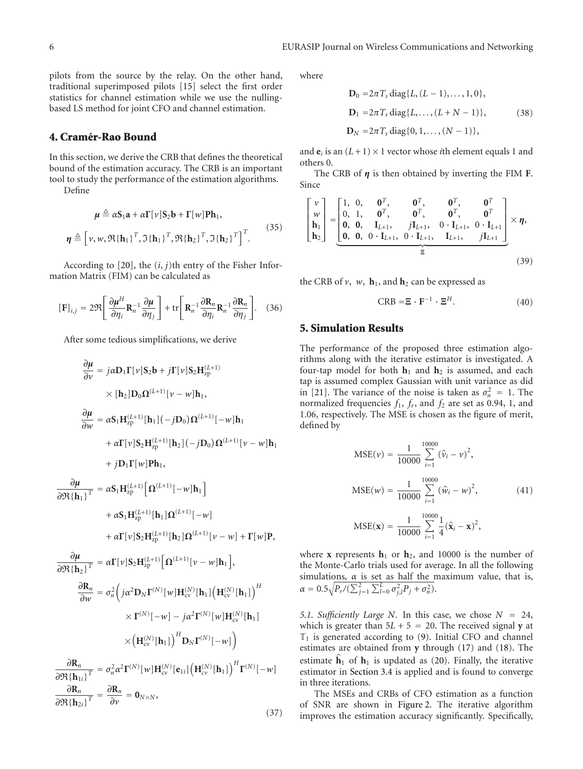pilots from the source by the relay. On the other hand, traditional superimposed pilots [15] select the first order statistics for channel estimation while we use the nulling-based LS method for joint CFO and channel estimation.

## 4. Cramér-Rao Bound

In this section, we derive the CRB that defines the theoretical bound of the estimation accuracy. The CRB is an important tool to study the performance of the estimation algorithms.

Define

$$\boldsymbol{\mu} \triangleq \alpha \mathbf{S}_1 \mathbf{a} + \alpha \boldsymbol{\Gamma}[v] \mathbf{S}_2 \mathbf{b} + \boldsymbol{\Gamma}[w] \mathbf{P} \mathbf{h}_1,$$
$$\boldsymbol{\eta} \triangleq \left[ v, w, \Re\{\mathbf{h}_1\}^T, \Im\{\mathbf{h}_1\}^T, \Re\{\mathbf{h}_2\}^T, \Im\{\mathbf{h}_2\}^T \right]^T. \tag{35}$$

According to [20], the $(i, j)$th entry of the Fisher Information Matrix (FIM) can be calculated as

$$[\mathbf{F}]_{i,j} = 2\Re\left[ \frac{\partial \boldsymbol{\mu}^H}{\partial \eta_i} \mathbf{R}_n^{-1} \frac{\partial \boldsymbol{\mu}}{\partial \eta_j} \right] + \operatorname{tr}\left[ \mathbf{R}_n^{-1} \frac{\partial \mathbf{R}_n}{\partial \eta_i} \mathbf{R}_n^{-1} \frac{\partial \mathbf{R}_n}{\partial \eta_j} \right]. \tag{36}$$

After some tedious simplifications, we derive

$$\begin{aligned}
\frac{\partial \boldsymbol{\mu}}{\partial v} &= j\alpha \mathbf{D}_1 \boldsymbol{\Gamma}[v] \mathbf{S}_2 \mathbf{b} + j \boldsymbol{\Gamma}[v] \mathbf{S}_2 \mathbf{H}_{\text{zp}}^{(L+1)} \\
&\quad \times [\mathbf{h}_2] \mathbf{D}_0 \boldsymbol{\Omega}^{(L+1)}[v - w] \mathbf{h}_1, \\
\frac{\partial \boldsymbol{\mu}}{\partial w} &= \alpha \mathbf{S}_1 \mathbf{H}_{\text{zp}}^{(L+1)}[\mathbf{h}_1] (-j\mathbf{D}_0) \boldsymbol{\Omega}^{(L+1)}[-w] \mathbf{h}_1 \\
&\quad + \alpha \boldsymbol{\Gamma}[v] \mathbf{S}_2 \mathbf{H}_{\text{zp}}^{(L+1)}[\mathbf{h}_2] (-j\mathbf{D}_0) \boldsymbol{\Omega}^{(L+1)}[v - w] \mathbf{h}_1 \\
&\quad + j \mathbf{D}_1 \boldsymbol{\Gamma}[w] \mathbf{P} \mathbf{h}_1, \\
\frac{\partial \boldsymbol{\mu}}{\partial \Re\{\mathbf{h}_1\}^T} &= \alpha \mathbf{S}_1 \mathbf{H}_{\text{zp}}^{(L+1)} \left[ \boldsymbol{\Omega}^{(L+1)}[-w] \mathbf{h}_1 \right] \\
&\quad + \alpha \mathbf{S}_1 \mathbf{H}_{\text{zp}}^{(L+1)}[\mathbf{h}_1] \boldsymbol{\Omega}^{(L+1)}[-w] \\
&\quad + \alpha \boldsymbol{\Gamma}[v] \mathbf{S}_2 \mathbf{H}_{\text{zp}}^{(L+1)}[\mathbf{h}_2] \boldsymbol{\Omega}^{(L+1)}[v - w] + \boldsymbol{\Gamma}[w] \mathbf{P}, \\
\frac{\partial \boldsymbol{\mu}}{\partial \Re\{\mathbf{h}_2\}^T} &= \alpha \boldsymbol{\Gamma}[v] \mathbf{S}_2 \mathbf{H}_{\text{zp}}^{(L+1)} \left[ \boldsymbol{\Omega}^{(L+1)}[v - w] \mathbf{h}_1 \right], \\
\frac{\partial \mathbf{R}_n}{\partial w} &= \sigma_n^2 \Big( j\alpha^2 \mathbf{D}_N \boldsymbol{\Gamma}^{(N)}[w] \mathbf{H}_{\text{cv}}^{(N)}[\mathbf{h}_1] \left( \mathbf{H}_{\text{cv}}^{(N)}[\mathbf{h}_1] \right)^H \\
&\quad \times \boldsymbol{\Gamma}^{(N)}[-w] - j\alpha^2 \boldsymbol{\Gamma}^{(N)}[w] \mathbf{H}_{\text{cv}}^{(N)}[\mathbf{h}_1] \\
&\quad \times \left( \mathbf{H}_{\text{cv}}^{(N)}[\mathbf{h}_1] \right)^H \mathbf{D}_N \boldsymbol{\Gamma}^{(N)}[-w] \Big) \\
\frac{\partial \mathbf{R}_n}{\partial \Re\{\mathbf{h}_{1i}\}^T} &= \sigma_n^2 \alpha^2 \boldsymbol{\Gamma}^{(N)}[w] \mathbf{H}_{\text{cv}}^{(N)}[\mathbf{e}_{1i}] \left( \mathbf{H}_{cv}^{(N)}[\mathbf{h}_1] \right)^H \boldsymbol{\Gamma}^{(N)}[-w] \\
\frac{\partial \mathbf{R}_n}{\partial \Re\{\mathbf{h}_{2i}\}^T} &= \frac{\partial \mathbf{R}_n}{\partial v} = \mathbf{0}_{N \times N},
\end{aligned} \tag{37}$$

where

$$\begin{aligned}
\mathbf{D}_0 &= 2\pi T_s \operatorname{diag}\{L, (L-1), \ldots, 1, 0\}, \\
\mathbf{D}_1 &= 2\pi T_s \operatorname{diag}\{L, \ldots, (L+N-1)\}, \\
\mathbf{D}_N &= 2\pi T_s \operatorname{diag}\{0, 1, \ldots, (N-1)\},
\end{aligned} \tag{38}$$

and $\mathbf{e}_i$ is an $(L+1) \times 1$ vector whose $i$th element equals 1 and others 0.

The CRB of $\boldsymbol{\eta}$ is then obtained by inverting the FIM $\mathbf{F}$. Since

$$\begin{bmatrix} v \\ w \\ \mathbf{h}_1 \\ \mathbf{h}_2 \end{bmatrix} = \underbrace{\begin{bmatrix} 1, & 0, & \mathbf{0}^T, & \mathbf{0}^T, & \mathbf{0}^T, & \mathbf{0}^T \\ 0, & 1, & \mathbf{0}^T, & \mathbf{0}^T, & \mathbf{0}^T, & \mathbf{0}^T \\ \mathbf{0}, & \mathbf{0}, & \mathbf{I}_{L+1}, & j\mathbf{I}_{L+1}, & 0 \cdot \mathbf{I}_{L+1}, & 0 \cdot \mathbf{I}_{L+1} \\ \mathbf{0}, & \mathbf{0}, & 0 \cdot \mathbf{I}_{L+1}, & 0 \cdot \mathbf{I}_{L+1}, & \mathbf{I}_{L+1}, & j\mathbf{I}_{L+1} \end{bmatrix}}_{\Xi} \times \boldsymbol{\eta}, \tag{39}$$

the CRB of $v$, $w$, $\mathbf{h}_1$, and $\mathbf{h}_2$ can be expressed as

$$\text{CRB} = \boldsymbol{\Xi} \cdot \mathbf{F}^{-1} \cdot \boldsymbol{\Xi}^H. \tag{40}$$

## 5. Simulation Results

The performance of the proposed three estimation algorithms along with the iterative estimator is investigated. A four-tap model for both $\mathbf{h}_1$ and $\mathbf{h}_2$ is assumed, and each tap is assumed complex Gaussian with unit variance as did in [21]. The variance of the noise is taken as $\sigma_n^2 = 1$. The normalized frequencies $f_1$, $f_r$, and $f_2$ are set as 0.94, 1, and 1.06, respectively. The MSE is chosen as the figure of merit, defined by

$$\begin{aligned}
\text{MSE}(v) &= \frac{1}{10000} \sum_{i=1}^{10000} (\hat{v}_i - v)^2, \\
\text{MSE}(w) &= \frac{1}{10000} \sum_{i=1}^{10000} (\hat{w}_i - w)^2, \\
\text{MSE}(\mathbf{x}) &= \frac{1}{10000} \sum_{i=1}^{10000} \frac{1}{4} (\hat{\mathbf{x}}_i - \mathbf{x})^2,
\end{aligned} \tag{41}$$

where $\mathbf{x}$ represents $\mathbf{h}_1$ or $\mathbf{h}_2$, and 10000 is the number of the Monte-Carlo trials used for average. In all the following simulations, $\alpha$ is set as half the maximum value, that is, $\alpha = 0.5\sqrt{P_r / (\sum_{j=1}^{2} \sum_{l=0}^{L} \sigma_{j,l}^2 P_j + \sigma_n^2)}$.

*5.1. Sufficiently Large N.* In this case, we chose $N = 24$, which is greater than $5L + 5 = 20$. The received signal $\mathbf{y}$ at $\mathbb{T}_1$ is generated according to (9). Initial CFO and channel estimates are obtained from $\mathbf{y}$ through (17) and (18). The estimate $\hat{\mathbf{h}}_1$ of $\mathbf{h}_1$ is updated as (20). Finally, the iterative estimator in Section 3.4 is applied and is found to converge in three iterations.

The MSEs and CRBs of CFO estimation as a function of SNR are shown in Figure 2. The iterative algorithm improves the estimation accuracy significantly. Specifically,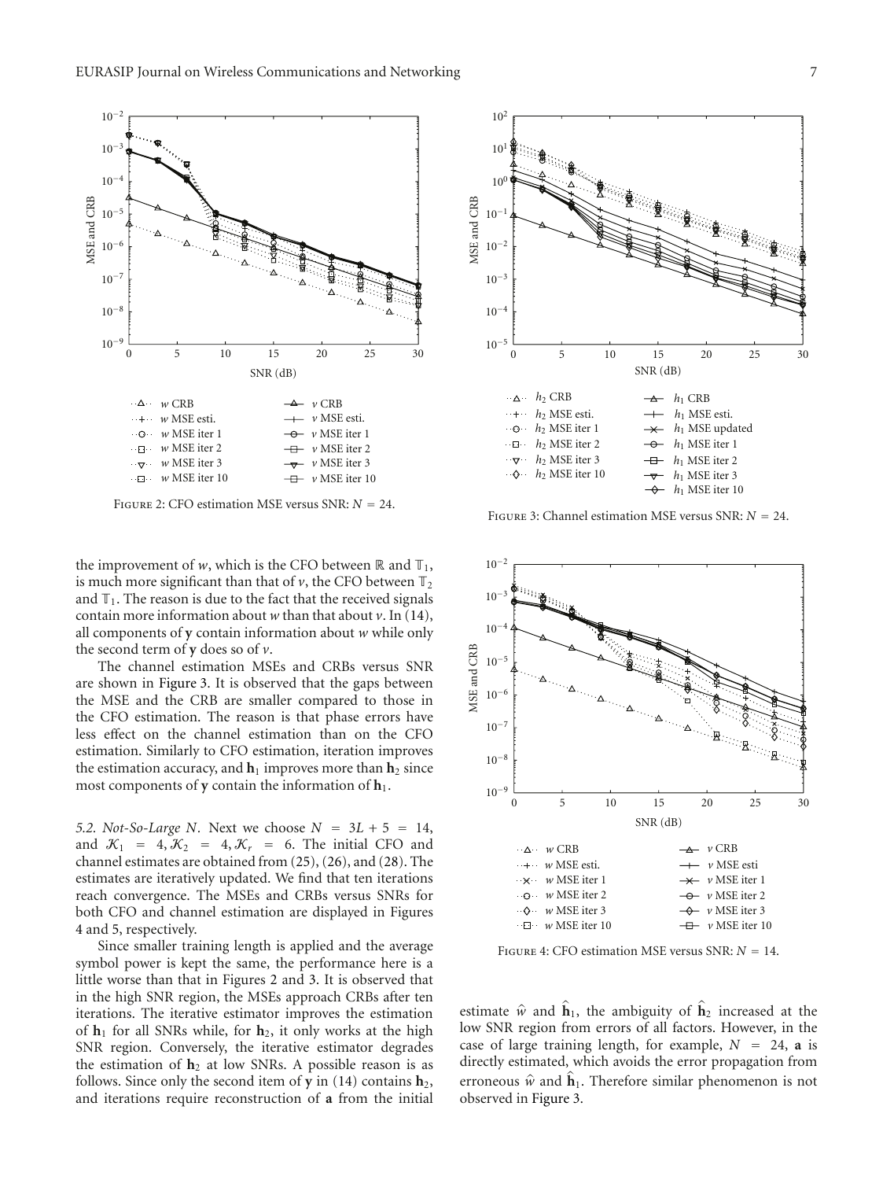Figure 2: CFO estimation MSE versus SNR: $N = 24$.

Figure 3: Channel estimation MSE versus SNR: $N = 24$.

the improvement of $w$, which is the CFO between $\mathbb{R}$ and $\mathbb{T}_1$, is much more significant than that of $v$, the CFO between $\mathbb{T}_2$ and $\mathbb{T}_1$. The reason is due to the fact that the received signals contain more information about $w$ than that about $v$. In (14), all components of $\mathbf{y}$ contain information about $w$ while only the second term of $\mathbf{y}$ does so of $v$.

The channel estimation MSEs and CRBs versus SNR are shown in Figure 3. It is observed that the gaps between the MSE and the CRB are smaller compared to those in the CFO estimation. The reason is that phase errors have less effect on the channel estimation than on the CFO estimation. Similarly to CFO estimation, iteration improves the estimation accuracy, and $\mathbf{h}_1$ improves more than $\mathbf{h}_2$ since most components of $\mathbf{y}$ contain the information of $\mathbf{h}_1$.

*5.2. Not-So-Large N.* Next we choose $N = 3L + 5 = 14$, and $\mathcal{K}_1 = 4, \mathcal{K}_2 = 4, \mathcal{K}_r = 6$. The initial CFO and channel estimates are obtained from (25), (26), and (28). The estimates are iteratively updated. We find that ten iterations reach convergence. The MSEs and CRBs versus SNRs for both CFO and channel estimation are displayed in Figures 4 and 5, respectively.

Since smaller training length is applied and the average symbol power is kept the same, the performance here is a little worse than that in Figures 2 and 3. It is observed that in the high SNR region, the MSEs approach CRBs after ten iterations. The iterative estimator improves the estimation of $\mathbf{h}_1$ for all SNRs while, for $\mathbf{h}_2$, it only works at the high SNR region. Conversely, the iterative estimator degrades the estimation of $\mathbf{h}_2$ at low SNRs. A possible reason is as follows. Since only the second item of $\mathbf{y}$ in (14) contains $\mathbf{h}_2$, and iterations require reconstruction of $\mathbf{a}$ from the initial estimate $\hat{w}$ and $\hat{\mathbf{h}}_1$, the ambiguity of $\hat{\mathbf{h}}_2$ increased at the low SNR region from errors of all factors. However, in the case of large training length, for example, $N = 24$, $\mathbf{a}$ is directly estimated, which avoids the error propagation from erroneous $\hat{w}$ and $\hat{\mathbf{h}}_1$. Therefore similar phenomenon is not observed in Figure 3.

Figure 4: CFO estimation MSE versus SNR: $N = 14$.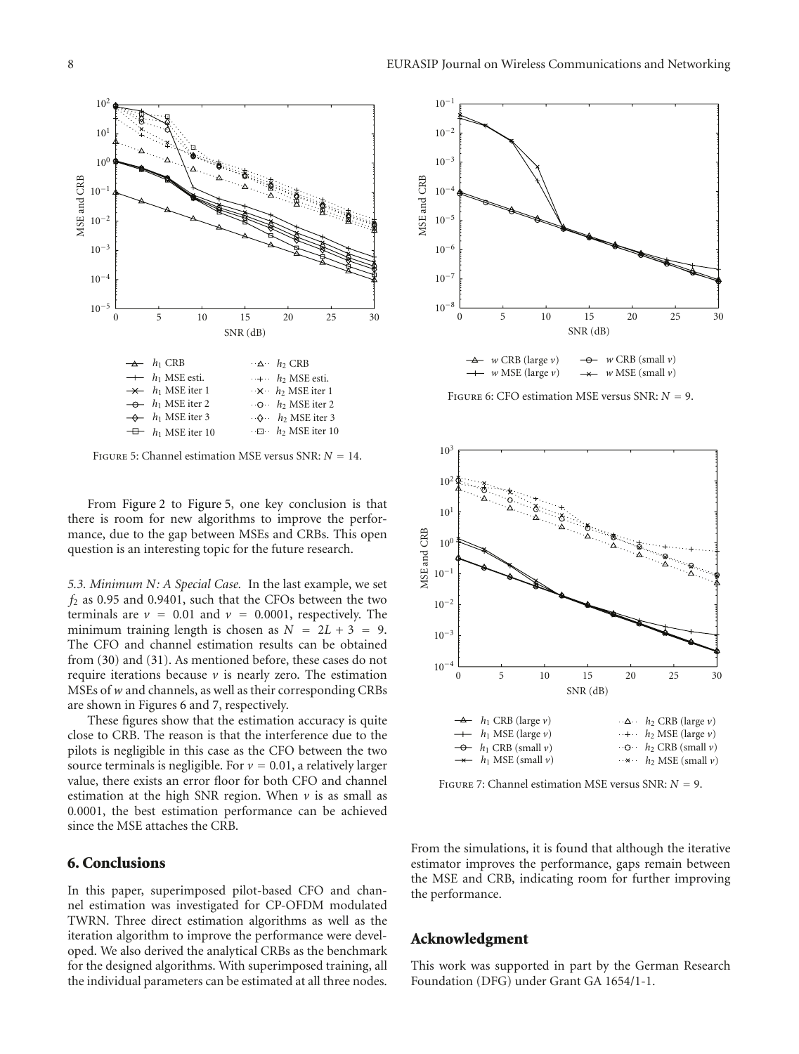Figure 5: Channel estimation MSE versus SNR: $N = 14$.

From Figure 2 to Figure 5, one key conclusion is that there is room for new algorithms to improve the performance, due to the gap between MSEs and CRBs. This open question is an interesting topic for the future research.

*5.3. Minimum N: A Special Case.* In the last example, we set $f_2$ as 0.95 and 0.9401, such that the CFOs between the two terminals are $\nu = 0.01$ and $\nu = 0.0001$, respectively. The minimum training length is chosen as $N = 2L + 3 = 9$. The CFO and channel estimation results can be obtained from (30) and (31). As mentioned before, these cases do not require iterations because $\nu$ is nearly zero. The estimation MSEs of $w$ and channels, as well as their corresponding CRBs are shown in Figures 6 and 7, respectively.

These figures show that the estimation accuracy is quite close to CRB. The reason is that the interference due to the pilots is negligible in this case as the CFO between the two source terminals is negligible. For $\nu = 0.01$, a relatively larger value, there exists an error floor for both CFO and channel estimation at the high SNR region. When $\nu$ is as small as 0.0001, the best estimation performance can be achieved since the MSE attaches the CRB.

Figure 6: CFO estimation MSE versus SNR: $N = 9$.

Figure 7: Channel estimation MSE versus SNR: $N = 9$.

## 6. Conclusions

In this paper, superimposed pilot-based CFO and channel estimation was investigated for CP-OFDM modulated TWRN. Three direct estimation algorithms as well as the iteration algorithm to improve the performance were developed. We also derived the analytical CRBs as the benchmark for the designed algorithms. With superimposed training, all the individual parameters can be estimated at all three nodes. From the simulations, it is found that although the iterative estimator improves the performance, gaps remain between the MSE and CRB, indicating room for further improving the performance.

## Acknowledgment

This work was supported in part by the German Research Foundation (DFG) under Grant GA 1654/1-1.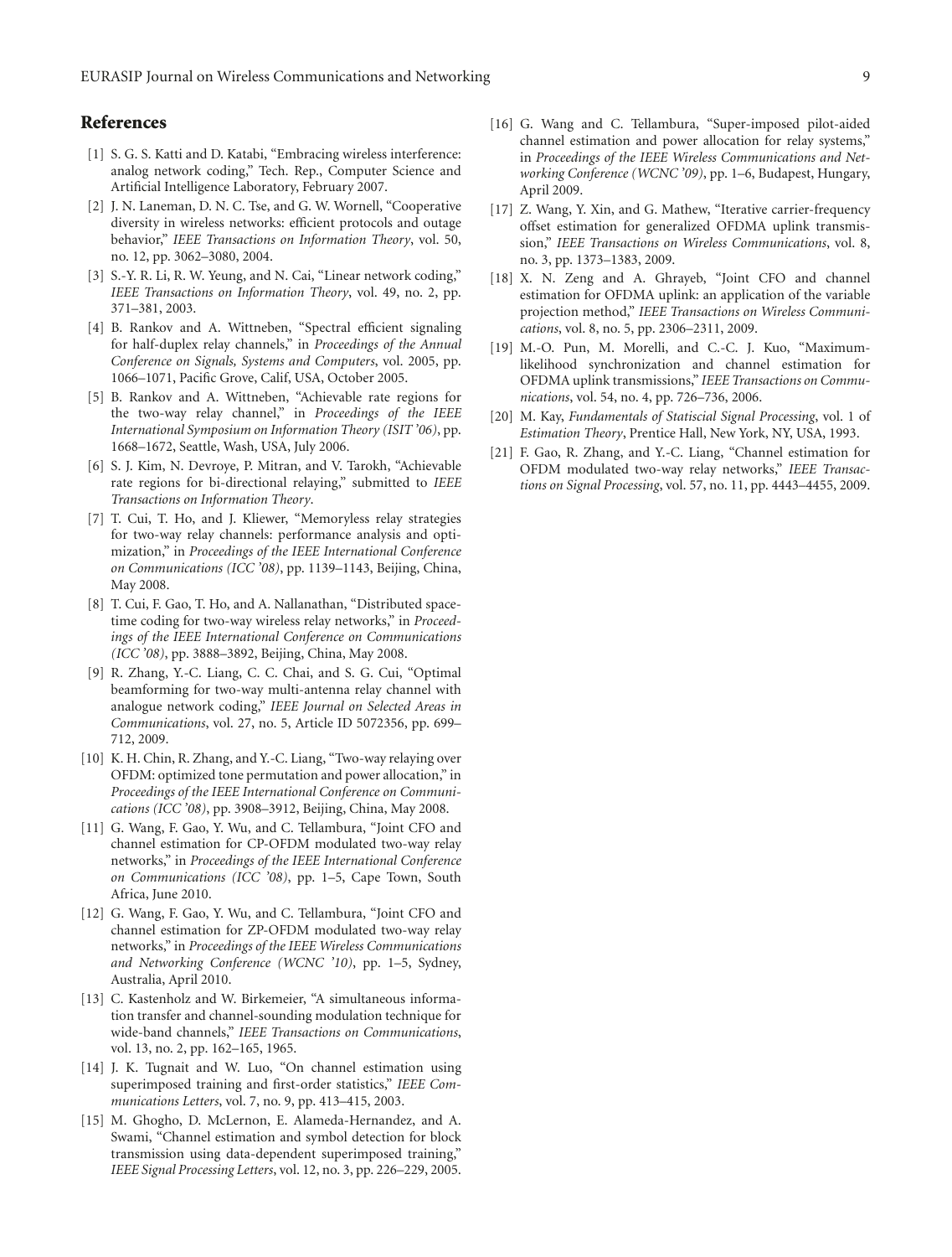## References

[1] S. G. S. Katti and D. Katabi, "Embracing wireless interference: analog network coding," Tech. Rep., Computer Science and Artificial Intelligence Laboratory, February 2007.

[2] J. N. Laneman, D. N. C. Tse, and G. W. Wornell, "Cooperative diversity in wireless networks: efficient protocols and outage behavior," *IEEE Transactions on Information Theory*, vol. 50, no. 12, pp. 3062–3080, 2004.

[3] S.-Y. R. Li, R. W. Yeung, and N. Cai, "Linear network coding," *IEEE Transactions on Information Theory*, vol. 49, no. 2, pp. 371–381, 2003.

[4] B. Rankov and A. Wittneben, "Spectral efficient signaling for half-duplex relay channels," in *Proceedings of the Annual Conference on Signals, Systems and Computers*, vol. 2005, pp. 1066–1071, Pacific Grove, Calif, USA, October 2005.

[5] B. Rankov and A. Wittneben, "Achievable rate regions for the two-way relay channel," in *Proceedings of the IEEE International Symposium on Information Theory (ISIT '06)*, pp. 1668–1672, Seattle, Wash, USA, July 2006.

[6] S. J. Kim, N. Devroye, P. Mitran, and V. Tarokh, "Achievable rate regions for bi-directional relaying," submitted to *IEEE Transactions on Information Theory*.

[7] T. Cui, T. Ho, and J. Kliewer, "Memoryless relay strategies for two-way relay channels: performance analysis and optimization," in *Proceedings of the IEEE International Conference on Communications (ICC '08)*, pp. 1139–1143, Beijing, China, May 2008.

[8] T. Cui, F. Gao, T. Ho, and A. Nallanathan, "Distributed space-time coding for two-way wireless relay networks," in *Proceedings of the IEEE International Conference on Communications (ICC '08)*, pp. 3888–3892, Beijing, China, May 2008.

[9] R. Zhang, Y.-C. Liang, C. C. Chai, and S. G. Cui, "Optimal beamforming for two-way multi-antenna relay channel with analogue network coding," *IEEE Journal on Selected Areas in Communications*, vol. 27, no. 5, Article ID 5072356, pp. 699–712, 2009.

[10] K. H. Chin, R. Zhang, and Y.-C. Liang, "Two-way relaying over OFDM: optimized tone permutation and power allocation," in *Proceedings of the IEEE International Conference on Communications (ICC '08)*, pp. 3908–3912, Beijing, China, May 2008.

[11] G. Wang, F. Gao, Y. Wu, and C. Tellambura, "Joint CFO and channel estimation for CP-OFDM modulated two-way relay networks," in *Proceedings of the IEEE International Conference on Communications (ICC '08)*, pp. 1–5, Cape Town, South Africa, June 2010.

[12] G. Wang, F. Gao, Y. Wu, and C. Tellambura, "Joint CFO and channel estimation for ZP-OFDM modulated two-way relay networks," in *Proceedings of the IEEE Wireless Communications and Networking Conference (WCNC '10)*, pp. 1–5, Sydney, Australia, April 2010.

[13] C. Kastenholz and W. Birkemeier, "A simultaneous information transfer and channel-sounding modulation technique for wide-band channels," *IEEE Transactions on Communications*, vol. 13, no. 2, pp. 162–165, 1965.

[14] J. K. Tugnait and W. Luo, "On channel estimation using superimposed training and first-order statistics," *IEEE Communications Letters*, vol. 7, no. 9, pp. 413–415, 2003.

[15] M. Ghogho, D. McLernon, E. Alameda-Hernandez, and A. Swami, "Channel estimation and symbol detection for block transmission using data-dependent superimposed training," *IEEE Signal Processing Letters*, vol. 12, no. 3, pp. 226–229, 2005.

[16] G. Wang and C. Tellambura, "Super-imposed pilot-aided channel estimation and power allocation for relay systems," in *Proceedings of the IEEE Wireless Communications and Networking Conference (WCNC '09)*, pp. 1–6, Budapest, Hungary, April 2009.

[17] Z. Wang, Y. Xin, and G. Mathew, "Iterative carrier-frequency offset estimation for generalized OFDMA uplink transmission," *IEEE Transactions on Wireless Communications*, vol. 8, no. 3, pp. 1373–1383, 2009.

[18] X. N. Zeng and A. Ghrayeb, "Joint CFO and channel estimation for OFDMA uplink: an application of the variable projection method," *IEEE Transactions on Wireless Communications*, vol. 8, no. 5, pp. 2306–2311, 2009.

[19] M.-O. Pun, M. Morelli, and C.-C. J. Kuo, "Maximum-likelihood synchronization and channel estimation for OFDMA uplink transmissions," *IEEE Transactions on Communications*, vol. 54, no. 4, pp. 726–736, 2006.

[20] M. Kay, *Fundamentals of Statiscial Signal Processing*, vol. 1 of *Estimation Theory*, Prentice Hall, New York, NY, USA, 1993.

[21] F. Gao, R. Zhang, and Y.-C. Liang, "Channel estimation for OFDM modulated two-way relay networks," *IEEE Transactions on Signal Processing*, vol. 57, no. 11, pp. 4443–4455, 2009.